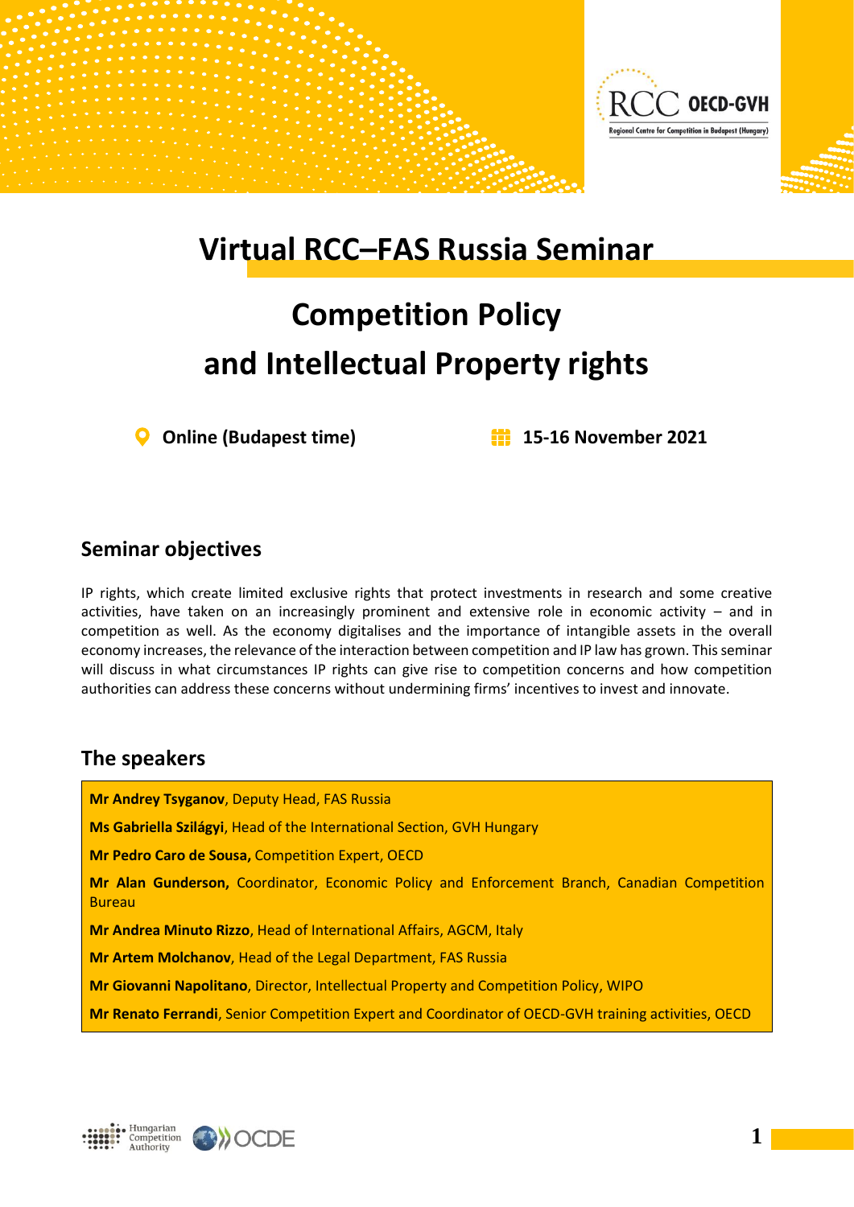# Virtual RCC–FAS Russia Seminar

# Competition Policy and Intellectual Property rights

**Online (Budapest time)** **15-16 November 2021**

## Seminar objectives

IP rights, which create limited exclusive rights that protect investments in research and some creative activities, have taken on an increasingly prominent and extensive role in economic activity – and in competition as well. As the economy digitalises and the importance of intangible assets in the overall economy increases, the relevance of the interaction between competition and IP law has grown. This seminar will discuss in what circumstances IP rights can give rise to competition concerns and how competition authorities can address these concerns without undermining firms' incentives to invest and innovate.

## The speakers

**Mr Andrey Tsyganov**, Deputy Head, FAS Russia

**Ms Gabriella Szilágyi**, Head of the International Section, GVH Hungary

**Mr Pedro Caro de Sousa,** Competition Expert, OECD

**Mr Alan Gunderson,** Coordinator, Economic Policy and Enforcement Branch, Canadian Competition Bureau

**Mr Andrea Minuto Rizzo**, Head of International Affairs, AGCM, Italy

**Mr Artem Molchanov**, Head of the Legal Department, FAS Russia

**Mr Giovanni Napolitano**, Director, Intellectual Property and Competition Policy, WIPO

**Mr Renato Ferrandi**, Senior Competition Expert and Coordinator of OECD-GVH training activities, OECD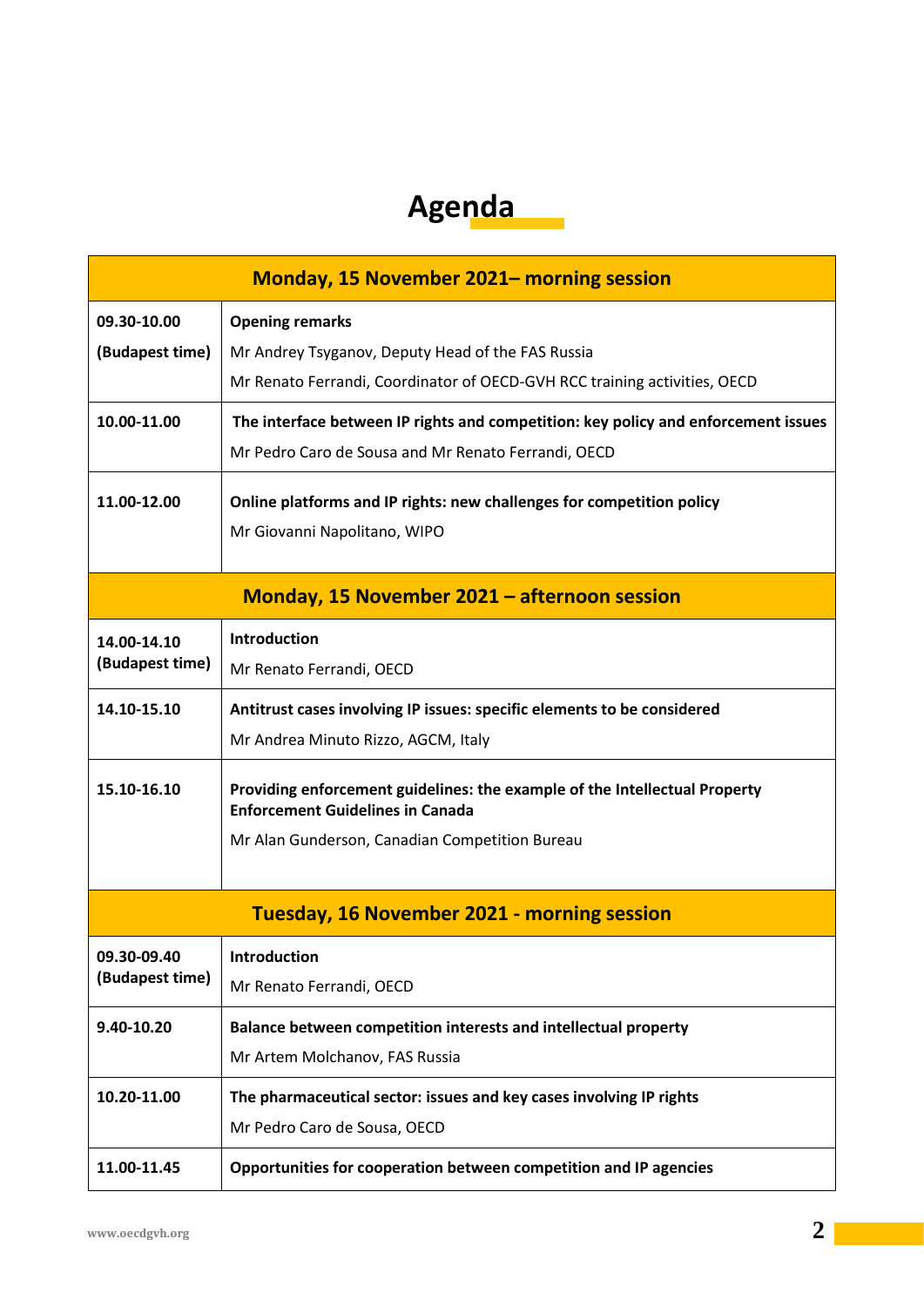# Agenda

| Monday, 15 November 2021– morning session | |
|---|---|
| 09.30-10.00 (Budapest time) | **Opening remarks**<br>Mr Andrey Tsyganov, Deputy Head of the FAS Russia<br>Mr Renato Ferrandi, Coordinator of OECD-GVH RCC training activities, OECD |
| 10.00-11.00 | **The interface between IP rights and competition: key policy and enforcement issues**<br>Mr Pedro Caro de Sousa and Mr Renato Ferrandi, OECD |
| 11.00-12.00 | **Online platforms and IP rights: new challenges for competition policy**<br>Mr Giovanni Napolitano, WIPO |
| **Monday, 15 November 2021 – afternoon session** | |
| 14.00-14.10 (Budapest time) | **Introduction**<br>Mr Renato Ferrandi, OECD |
| 14.10-15.10 | **Antitrust cases involving IP issues: specific elements to be considered**<br>Mr Andrea Minuto Rizzo, AGCM, Italy |
| 15.10-16.10 | **Providing enforcement guidelines: the example of the Intellectual Property Enforcement Guidelines in Canada**<br>Mr Alan Gunderson, Canadian Competition Bureau |
| **Tuesday, 16 November 2021 - morning session** | |
| 09.30-09.40 (Budapest time) | **Introduction**<br>Mr Renato Ferrandi, OECD |
| 9.40-10.20 | **Balance between competition interests and intellectual property**<br>Mr Artem Molchanov, FAS Russia |
| 10.20-11.00 | **The pharmaceutical sector: issues and key cases involving IP rights**<br>Mr Pedro Caro de Sousa, OECD |
| 11.00-11.45 | **Opportunities for cooperation between competition and IP agencies** |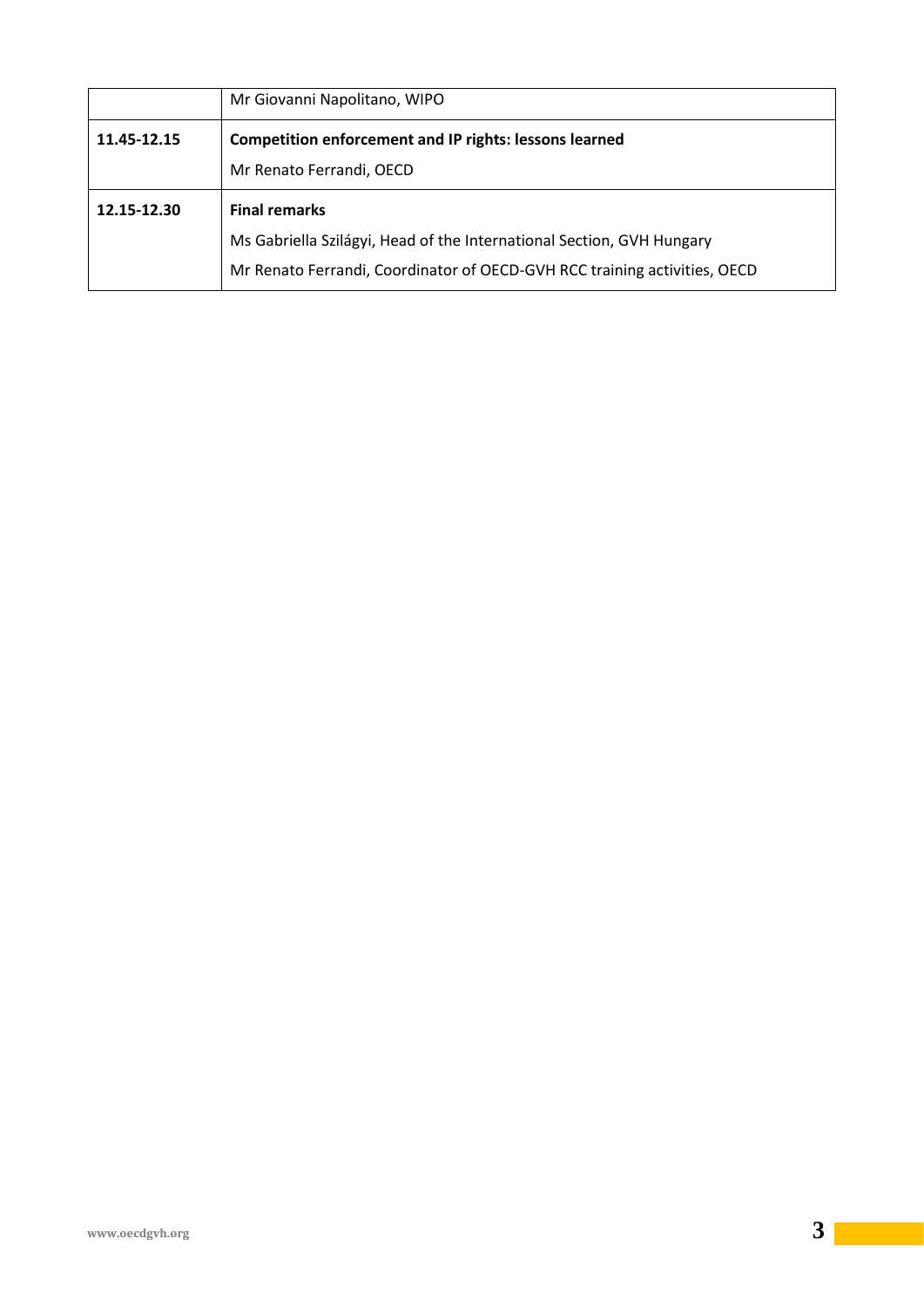| | |
|---|---|
| | Mr Giovanni Napolitano, WIPO |
| **11.45-12.15** | **Competition enforcement and IP rights: lessons learned**<br>Mr Renato Ferrandi, OECD |
| **12.15-12.30** | **Final remarks**<br>Ms Gabriella Szilágyi, Head of the International Section, GVH Hungary<br>Mr Renato Ferrandi, Coordinator of OECD-GVH RCC training activities, OECD |